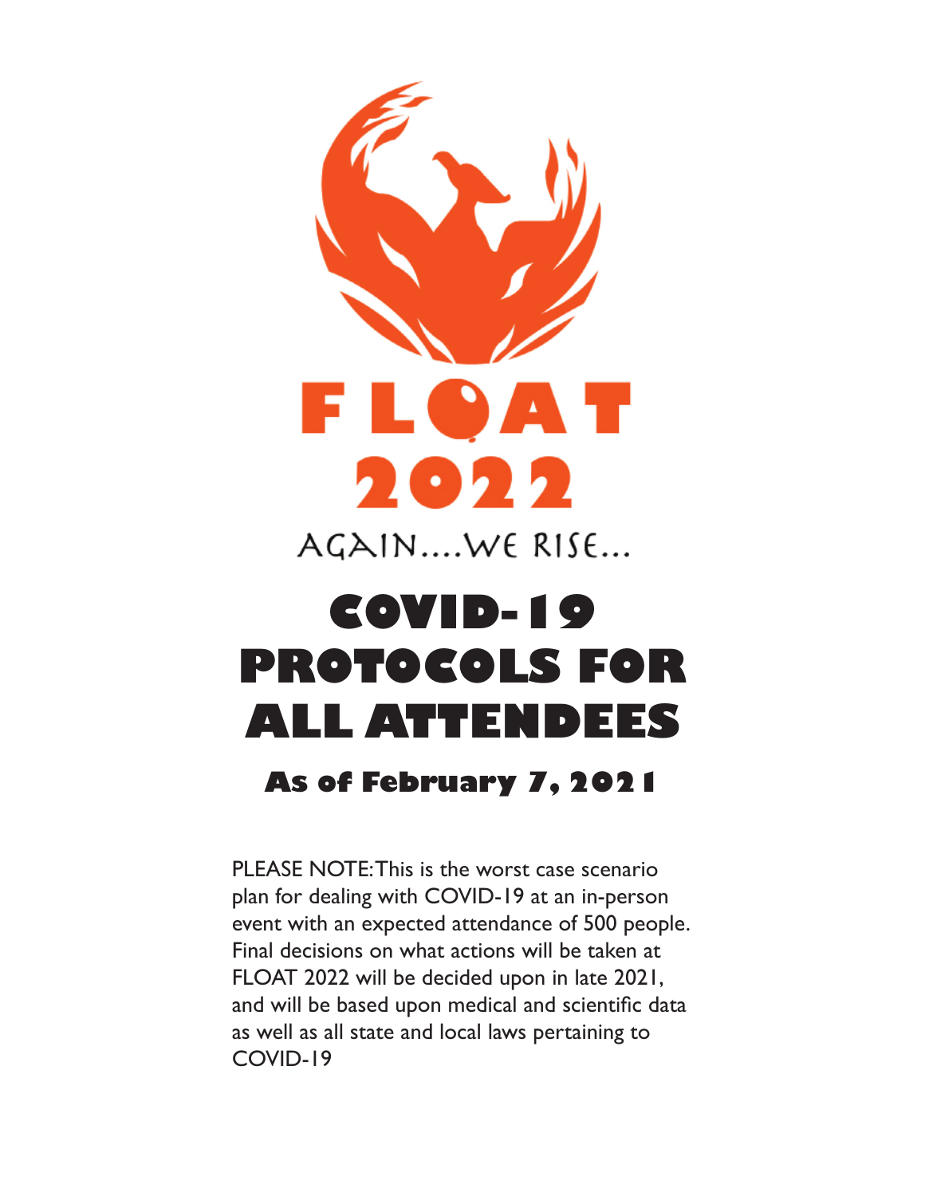FLOAT 2022

AGAIN....WE RISE...

# COVID-19 PROTOCOLS FOR ALL ATTENDEES

## As of February 7, 2021

PLEASE NOTE: This is the worst case scenario plan for dealing with COVID-19 at an in-person event with an expected attendance of 500 people. Final decisions on what actions will be taken at FLOAT 2022 will be decided upon in late 2021, and will be based upon medical and scientific data as well as all state and local laws pertaining to COVID-19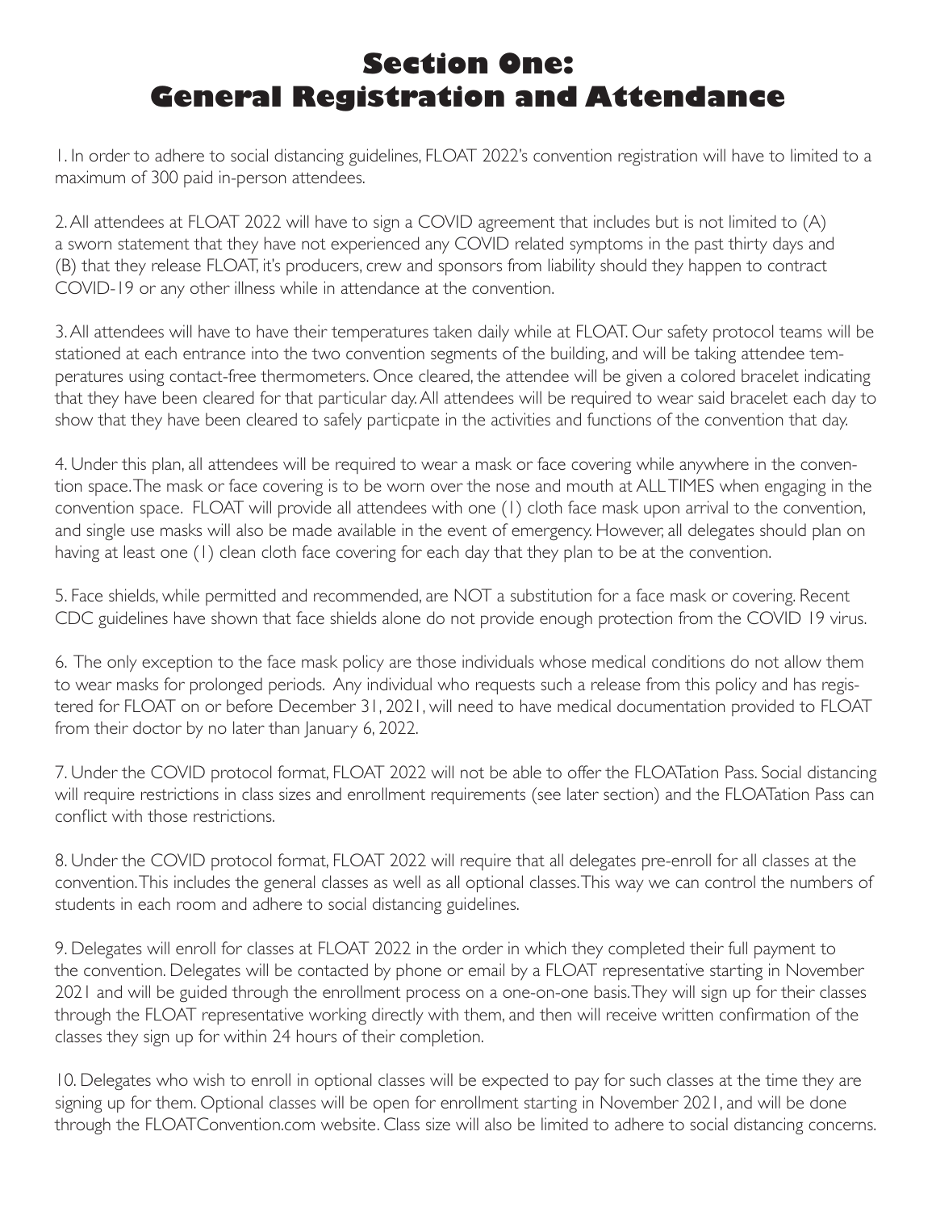# Section One:
# General Registration and Attendance

1. In order to adhere to social distancing guidelines, FLOAT 2022's convention registration will have to limited to a maximum of 300 paid in-person attendees.

2. All attendees at FLOAT 2022 will have to sign a COVID agreement that includes but is not limited to (A) a sworn statement that they have not experienced any COVID related symptoms in the past thirty days and (B) that they release FLOAT, it's producers, crew and sponsors from liability should they happen to contract COVID-19 or any other illness while in attendance at the convention.

3. All attendees will have to have their temperatures taken daily while at FLOAT. Our safety protocol teams will be stationed at each entrance into the two convention segments of the building, and will be taking attendee temperatures using contact-free thermometers. Once cleared, the attendee will be given a colored bracelet indicating that they have been cleared for that particular day. All attendees will be required to wear said bracelet each day to show that they have been cleared to safely particpate in the activities and functions of the convention that day.

4. Under this plan, all attendees will be required to wear a mask or face covering while anywhere in the convention space. The mask or face covering is to be worn over the nose and mouth at ALL TIMES when engaging in the convention space. FLOAT will provide all attendees with one (1) cloth face mask upon arrival to the convention, and single use masks will also be made available in the event of emergency. However, all delegates should plan on having at least one (1) clean cloth face covering for each day that they plan to be at the convention.

5. Face shields, while permitted and recommended, are NOT a substitution for a face mask or covering. Recent CDC guidelines have shown that face shields alone do not provide enough protection from the COVID 19 virus.

6. The only exception to the face mask policy are those individuals whose medical conditions do not allow them to wear masks for prolonged periods. Any individual who requests such a release from this policy and has registered for FLOAT on or before December 31, 2021, will need to have medical documentation provided to FLOAT from their doctor by no later than January 6, 2022.

7. Under the COVID protocol format, FLOAT 2022 will not be able to offer the FLOATation Pass. Social distancing will require restrictions in class sizes and enrollment requirements (see later section) and the FLOATation Pass can conflict with those restrictions.

8. Under the COVID protocol format, FLOAT 2022 will require that all delegates pre-enroll for all classes at the convention. This includes the general classes as well as all optional classes. This way we can control the numbers of students in each room and adhere to social distancing guidelines.

9. Delegates will enroll for classes at FLOAT 2022 in the order in which they completed their full payment to the convention. Delegates will be contacted by phone or email by a FLOAT representative starting in November 2021 and will be guided through the enrollment process on a one-on-one basis. They will sign up for their classes through the FLOAT representative working directly with them, and then will receive written confirmation of the classes they sign up for within 24 hours of their completion.

10. Delegates who wish to enroll in optional classes will be expected to pay for such classes at the time they are signing up for them. Optional classes will be open for enrollment starting in November 2021, and will be done through the FLOATConvention.com website. Class size will also be limited to adhere to social distancing concerns.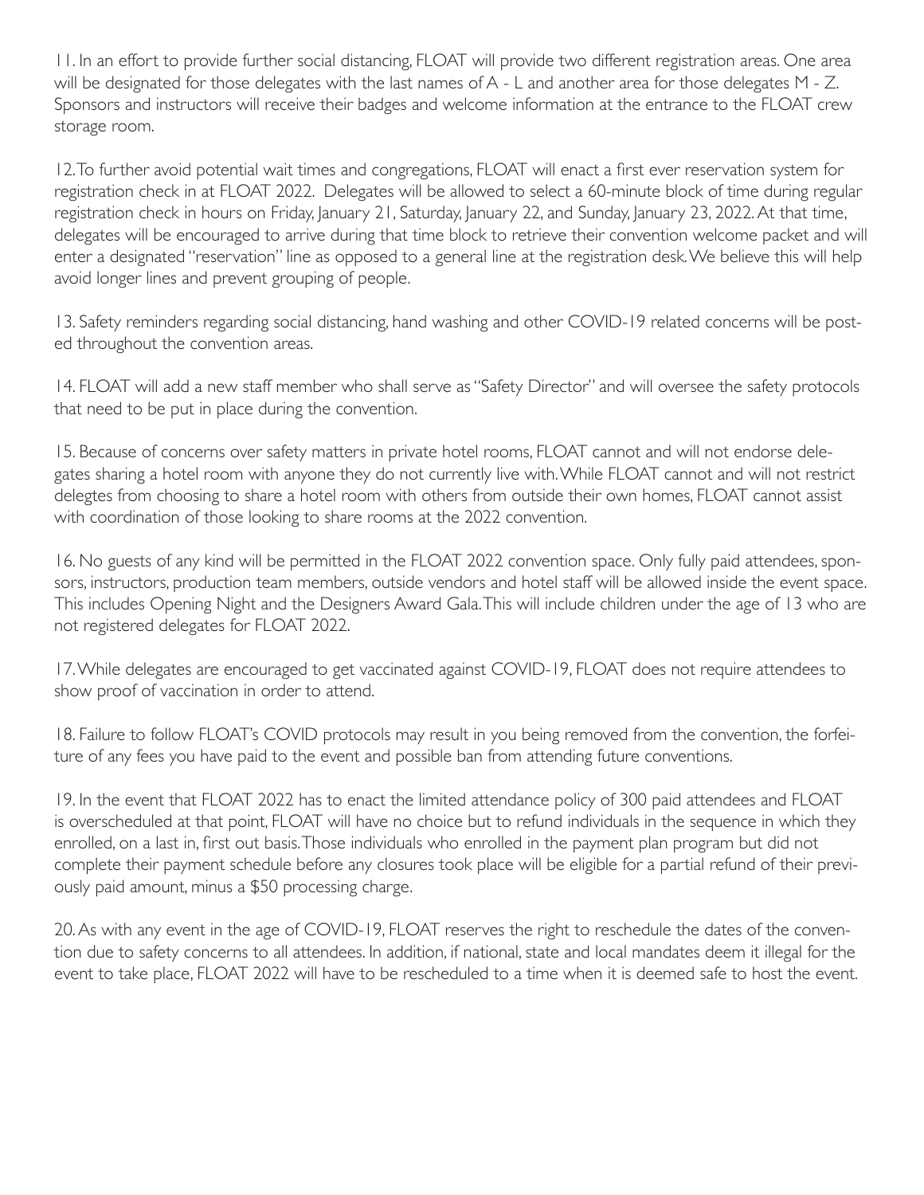11. In an effort to provide further social distancing, FLOAT will provide two different registration areas. One area will be designated for those delegates with the last names of A - L and another area for those delegates M - Z. Sponsors and instructors will receive their badges and welcome information at the entrance to the FLOAT crew storage room.

12. To further avoid potential wait times and congregations, FLOAT will enact a first ever reservation system for registration check in at FLOAT 2022. Delegates will be allowed to select a 60-minute block of time during regular registration check in hours on Friday, January 21, Saturday, January 22, and Sunday, January 23, 2022. At that time, delegates will be encouraged to arrive during that time block to retrieve their convention welcome packet and will enter a designated "reservation" line as opposed to a general line at the registration desk. We believe this will help avoid longer lines and prevent grouping of people.

13. Safety reminders regarding social distancing, hand washing and other COVID-19 related concerns will be posted throughout the convention areas.

14. FLOAT will add a new staff member who shall serve as "Safety Director" and will oversee the safety protocols that need to be put in place during the convention.

15. Because of concerns over safety matters in private hotel rooms, FLOAT cannot and will not endorse delegates sharing a hotel room with anyone they do not currently live with. While FLOAT cannot and will not restrict delegtes from choosing to share a hotel room with others from outside their own homes, FLOAT cannot assist with coordination of those looking to share rooms at the 2022 convention.

16. No guests of any kind will be permitted in the FLOAT 2022 convention space. Only fully paid attendees, sponsors, instructors, production team members, outside vendors and hotel staff will be allowed inside the event space. This includes Opening Night and the Designers Award Gala. This will include children under the age of 13 who are not registered delegates for FLOAT 2022.

17. While delegates are encouraged to get vaccinated against COVID-19, FLOAT does not require attendees to show proof of vaccination in order to attend.

18. Failure to follow FLOAT's COVID protocols may result in you being removed from the convention, the forfeiture of any fees you have paid to the event and possible ban from attending future conventions.

19. In the event that FLOAT 2022 has to enact the limited attendance policy of 300 paid attendees and FLOAT is overscheduled at that point, FLOAT will have no choice but to refund individuals in the sequence in which they enrolled, on a last in, first out basis. Those individuals who enrolled in the payment plan program but did not complete their payment schedule before any closures took place will be eligible for a partial refund of their previously paid amount, minus a $50 processing charge.

20. As with any event in the age of COVID-19, FLOAT reserves the right to reschedule the dates of the convention due to safety concerns to all attendees. In addition, if national, state and local mandates deem it illegal for the event to take place, FLOAT 2022 will have to be rescheduled to a time when it is deemed safe to host the event.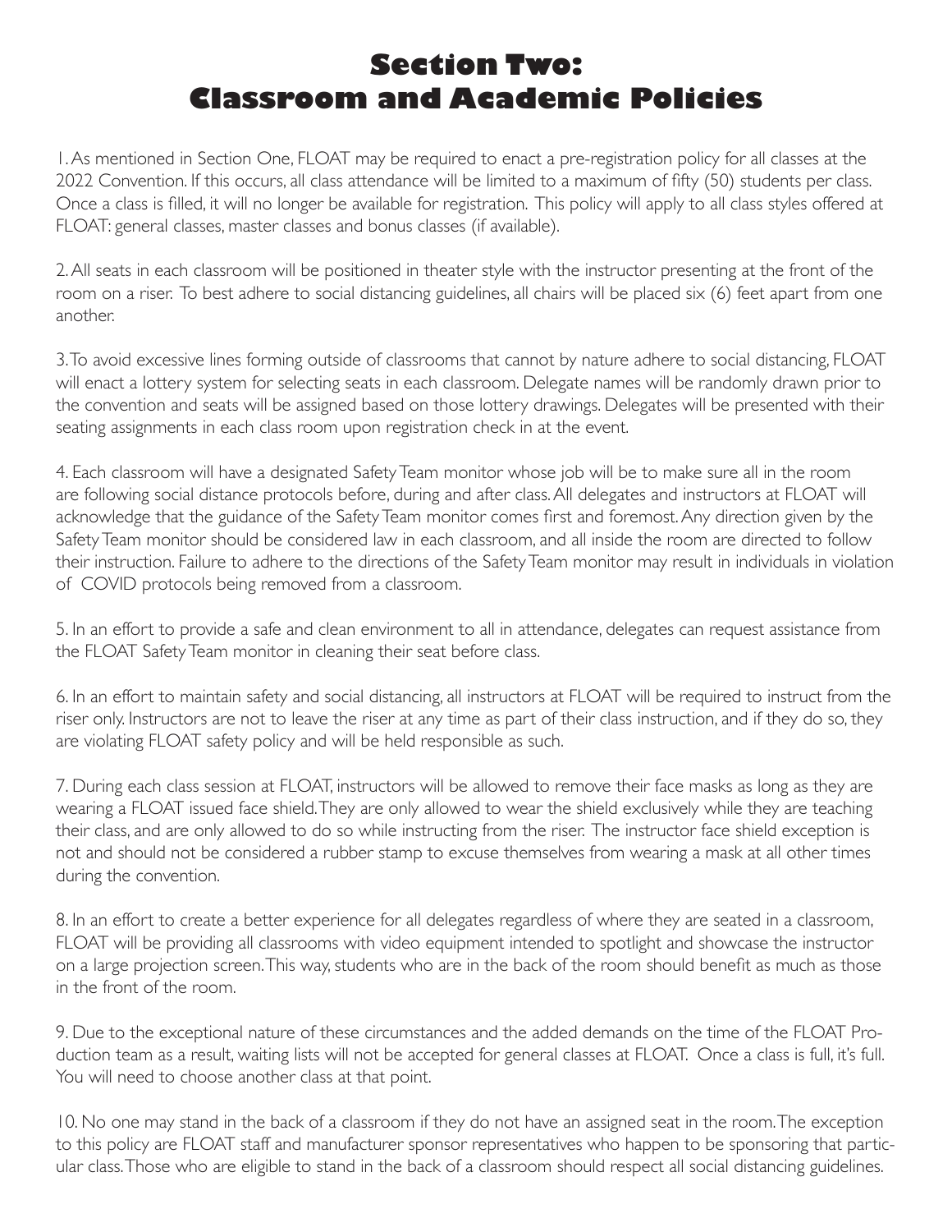# Section Two: Classroom and Academic Policies

1. As mentioned in Section One, FLOAT may be required to enact a pre-registration policy for all classes at the 2022 Convention. If this occurs, all class attendance will be limited to a maximum of fifty (50) students per class. Once a class is filled, it will no longer be available for registration. This policy will apply to all class styles offered at FLOAT: general classes, master classes and bonus classes (if available).

2. All seats in each classroom will be positioned in theater style with the instructor presenting at the front of the room on a riser. To best adhere to social distancing guidelines, all chairs will be placed six (6) feet apart from one another.

3. To avoid excessive lines forming outside of classrooms that cannot by nature adhere to social distancing, FLOAT will enact a lottery system for selecting seats in each classroom. Delegate names will be randomly drawn prior to the convention and seats will be assigned based on those lottery drawings. Delegates will be presented with their seating assignments in each class room upon registration check in at the event.

4. Each classroom will have a designated Safety Team monitor whose job will be to make sure all in the room are following social distance protocols before, during and after class. All delegates and instructors at FLOAT will acknowledge that the guidance of the Safety Team monitor comes first and foremost. Any direction given by the Safety Team monitor should be considered law in each classroom, and all inside the room are directed to follow their instruction. Failure to adhere to the directions of the Safety Team monitor may result in individuals in violation of COVID protocols being removed from a classroom.

5. In an effort to provide a safe and clean environment to all in attendance, delegates can request assistance from the FLOAT Safety Team monitor in cleaning their seat before class.

6. In an effort to maintain safety and social distancing, all instructors at FLOAT will be required to instruct from the riser only. Instructors are not to leave the riser at any time as part of their class instruction, and if they do so, they are violating FLOAT safety policy and will be held responsible as such.

7. During each class session at FLOAT, instructors will be allowed to remove their face masks as long as they are wearing a FLOAT issued face shield. They are only allowed to wear the shield exclusively while they are teaching their class, and are only allowed to do so while instructing from the riser. The instructor face shield exception is not and should not be considered a rubber stamp to excuse themselves from wearing a mask at all other times during the convention.

8. In an effort to create a better experience for all delegates regardless of where they are seated in a classroom, FLOAT will be providing all classrooms with video equipment intended to spotlight and showcase the instructor on a large projection screen. This way, students who are in the back of the room should benefit as much as those in the front of the room.

9. Due to the exceptional nature of these circumstances and the added demands on the time of the FLOAT Production team as a result, waiting lists will not be accepted for general classes at FLOAT. Once a class is full, it's full. You will need to choose another class at that point.

10. No one may stand in the back of a classroom if they do not have an assigned seat in the room. The exception to this policy are FLOAT staff and manufacturer sponsor representatives who happen to be sponsoring that particular class. Those who are eligible to stand in the back of a classroom should respect all social distancing guidelines.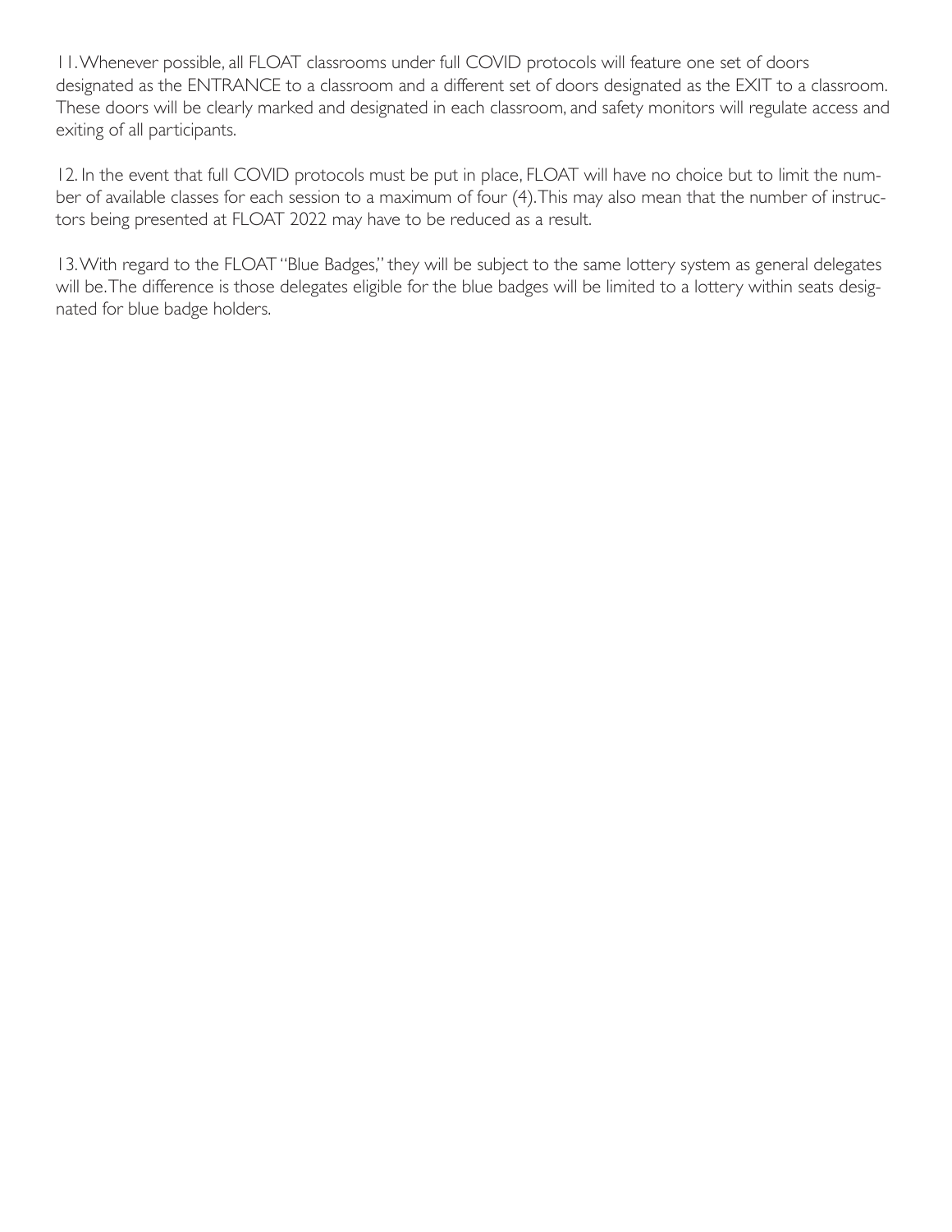11. Whenever possible, all FLOAT classrooms under full COVID protocols will feature one set of doors designated as the ENTRANCE to a classroom and a different set of doors designated as the EXIT to a classroom. These doors will be clearly marked and designated in each classroom, and safety monitors will regulate access and exiting of all participants.

12. In the event that full COVID protocols must be put in place, FLOAT will have no choice but to limit the number of available classes for each session to a maximum of four (4). This may also mean that the number of instructors being presented at FLOAT 2022 may have to be reduced as a result.

13. With regard to the FLOAT "Blue Badges," they will be subject to the same lottery system as general delegates will be. The difference is those delegates eligible for the blue badges will be limited to a lottery within seats designated for blue badge holders.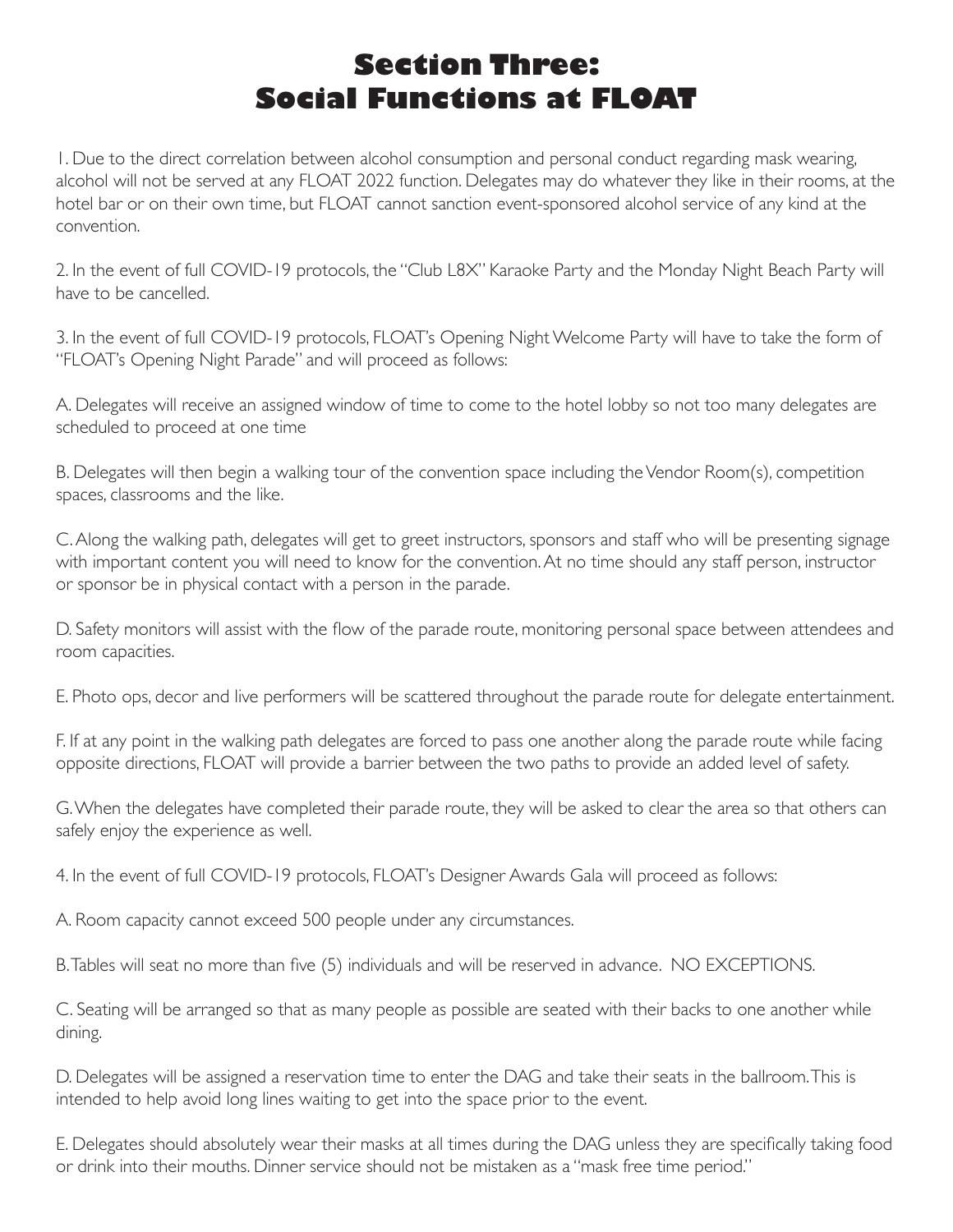# Section Three: Social Functions at FLOAT

1. Due to the direct correlation between alcohol consumption and personal conduct regarding mask wearing, alcohol will not be served at any FLOAT 2022 function. Delegates may do whatever they like in their rooms, at the hotel bar or on their own time, but FLOAT cannot sanction event-sponsored alcohol service of any kind at the convention.

2. In the event of full COVID-19 protocols, the "Club L8X" Karaoke Party and the Monday Night Beach Party will have to be cancelled.

3. In the event of full COVID-19 protocols, FLOAT's Opening Night Welcome Party will have to take the form of "FLOAT's Opening Night Parade" and will proceed as follows:

A. Delegates will receive an assigned window of time to come to the hotel lobby so not too many delegates are scheduled to proceed at one time

B. Delegates will then begin a walking tour of the convention space including the Vendor Room(s), competition spaces, classrooms and the like.

C. Along the walking path, delegates will get to greet instructors, sponsors and staff who will be presenting signage with important content you will need to know for the convention. At no time should any staff person, instructor or sponsor be in physical contact with a person in the parade.

D. Safety monitors will assist with the flow of the parade route, monitoring personal space between attendees and room capacities.

E. Photo ops, decor and live performers will be scattered throughout the parade route for delegate entertainment.

F. If at any point in the walking path delegates are forced to pass one another along the parade route while facing opposite directions, FLOAT will provide a barrier between the two paths to provide an added level of safety.

G. When the delegates have completed their parade route, they will be asked to clear the area so that others can safely enjoy the experience as well.

4. In the event of full COVID-19 protocols, FLOAT's Designer Awards Gala will proceed as follows:

A. Room capacity cannot exceed 500 people under any circumstances.

B. Tables will seat no more than five (5) individuals and will be reserved in advance. NO EXCEPTIONS.

C. Seating will be arranged so that as many people as possible are seated with their backs to one another while dining.

D. Delegates will be assigned a reservation time to enter the DAG and take their seats in the ballroom. This is intended to help avoid long lines waiting to get into the space prior to the event.

E. Delegates should absolutely wear their masks at all times during the DAG unless they are specifically taking food or drink into their mouths. Dinner service should not be mistaken as a "mask free time period."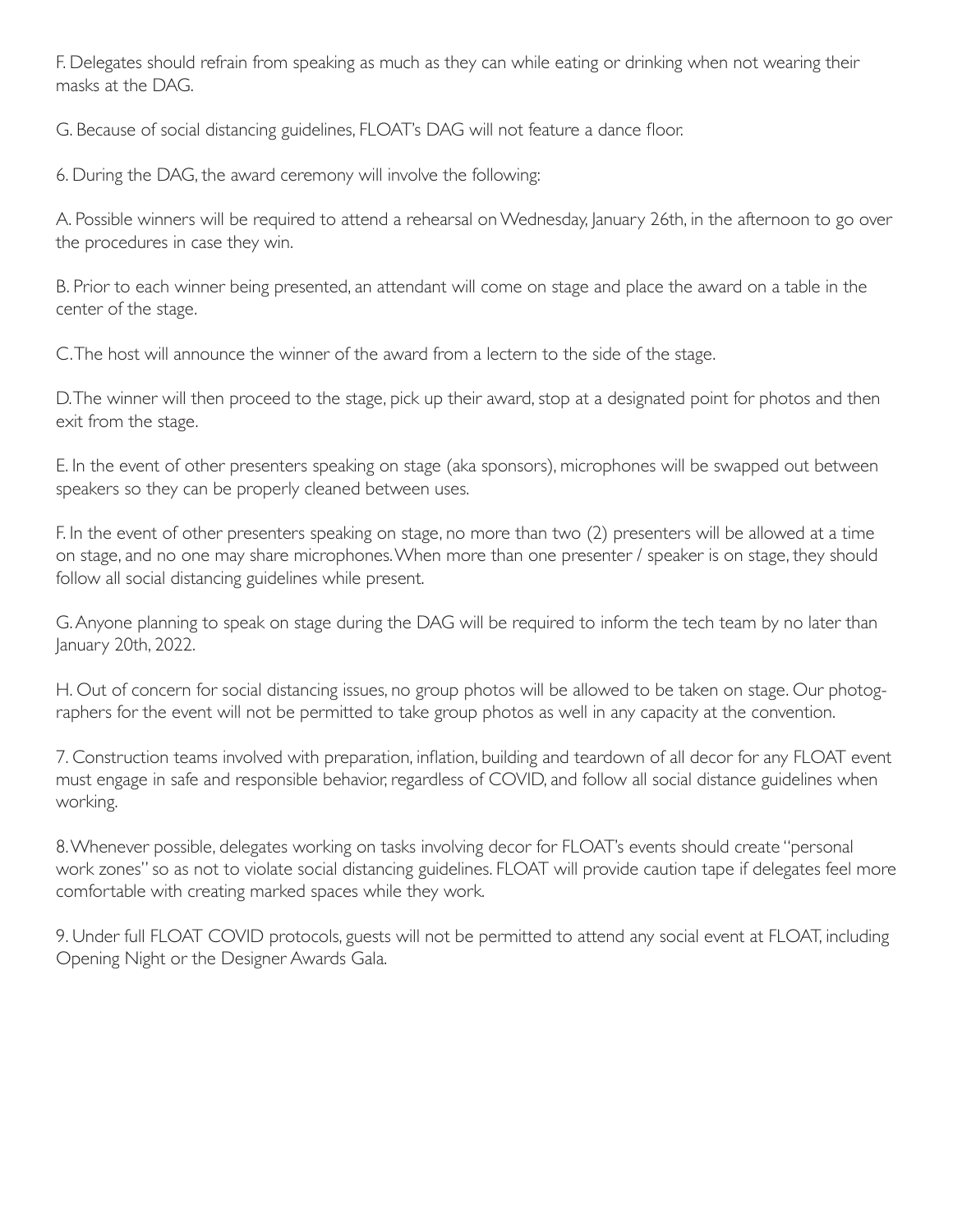F. Delegates should refrain from speaking as much as they can while eating or drinking when not wearing their masks at the DAG.

G. Because of social distancing guidelines, FLOAT's DAG will not feature a dance floor.

6. During the DAG, the award ceremony will involve the following:

A. Possible winners will be required to attend a rehearsal on Wednesday, January 26th, in the afternoon to go over the procedures in case they win.

B. Prior to each winner being presented, an attendant will come on stage and place the award on a table in the center of the stage.

C. The host will announce the winner of the award from a lectern to the side of the stage.

D. The winner will then proceed to the stage, pick up their award, stop at a designated point for photos and then exit from the stage.

E. In the event of other presenters speaking on stage (aka sponsors), microphones will be swapped out between speakers so they can be properly cleaned between uses.

F. In the event of other presenters speaking on stage, no more than two (2) presenters will be allowed at a time on stage, and no one may share microphones. When more than one presenter / speaker is on stage, they should follow all social distancing guidelines while present.

G. Anyone planning to speak on stage during the DAG will be required to inform the tech team by no later than January 20th, 2022.

H. Out of concern for social distancing issues, no group photos will be allowed to be taken on stage. Our photographers for the event will not be permitted to take group photos as well in any capacity at the convention.

7. Construction teams involved with preparation, inflation, building and teardown of all decor for any FLOAT event must engage in safe and responsible behavior, regardless of COVID, and follow all social distance guidelines when working.

8. Whenever possible, delegates working on tasks involving decor for FLOAT's events should create "personal work zones" so as not to violate social distancing guidelines. FLOAT will provide caution tape if delegates feel more comfortable with creating marked spaces while they work.

9. Under full FLOAT COVID protocols, guests will not be permitted to attend any social event at FLOAT, including Opening Night or the Designer Awards Gala.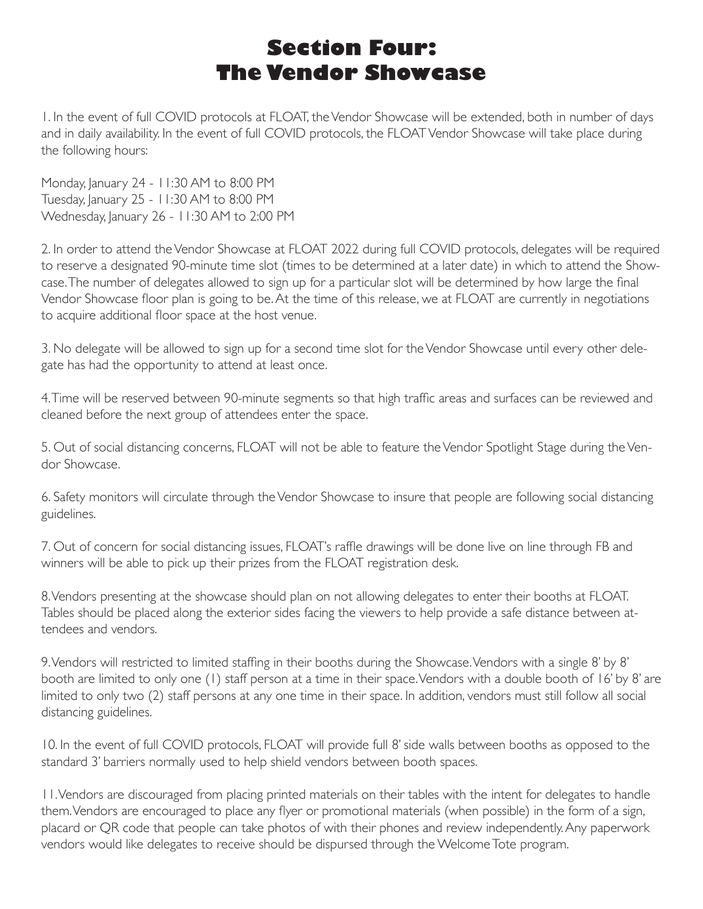# Section Four: The Vendor Showcase

1. In the event of full COVID protocols at FLOAT, the Vendor Showcase will be extended, both in number of days and in daily availability. In the event of full COVID protocols, the FLOAT Vendor Showcase will take place during the following hours:

Monday, January 24 - 11:30 AM to 8:00 PM
Tuesday, January 25 - 11:30 AM to 8:00 PM
Wednesday, January 26 - 11:30 AM to 2:00 PM

2. In order to attend the Vendor Showcase at FLOAT 2022 during full COVID protocols, delegates will be required to reserve a designated 90-minute time slot (times to be determined at a later date) in which to attend the Showcase. The number of delegates allowed to sign up for a particular slot will be determined by how large the final Vendor Showcase floor plan is going to be. At the time of this release, we at FLOAT are currently in negotiations to acquire additional floor space at the host venue.

3. No delegate will be allowed to sign up for a second time slot for the Vendor Showcase until every other delegate has had the opportunity to attend at least once.

4. Time will be reserved between 90-minute segments so that high traffic areas and surfaces can be reviewed and cleaned before the next group of attendees enter the space.

5. Out of social distancing concerns, FLOAT will not be able to feature the Vendor Spotlight Stage during the Vendor Showcase.

6. Safety monitors will circulate through the Vendor Showcase to insure that people are following social distancing guidelines.

7. Out of concern for social distancing issues, FLOAT's raffle drawings will be done live on line through FB and winners will be able to pick up their prizes from the FLOAT registration desk.

8. Vendors presenting at the showcase should plan on not allowing delegates to enter their booths at FLOAT. Tables should be placed along the exterior sides facing the viewers to help provide a safe distance between attendees and vendors.

9. Vendors will restricted to limited staffing in their booths during the Showcase. Vendors with a single 8' by 8' booth are limited to only one (1) staff person at a time in their space. Vendors with a double booth of 16' by 8' are limited to only two (2) staff persons at any one time in their space. In addition, vendors must still follow all social distancing guidelines.

10. In the event of full COVID protocols, FLOAT will provide full 8' side walls between booths as opposed to the standard 3' barriers normally used to help shield vendors between booth spaces.

11. Vendors are discouraged from placing printed materials on their tables with the intent for delegates to handle them. Vendors are encouraged to place any flyer or promotional materials (when possible) in the form of a sign, placard or QR code that people can take photos of with their phones and review independently. Any paperwork vendors would like delegates to receive should be dispursed through the Welcome Tote program.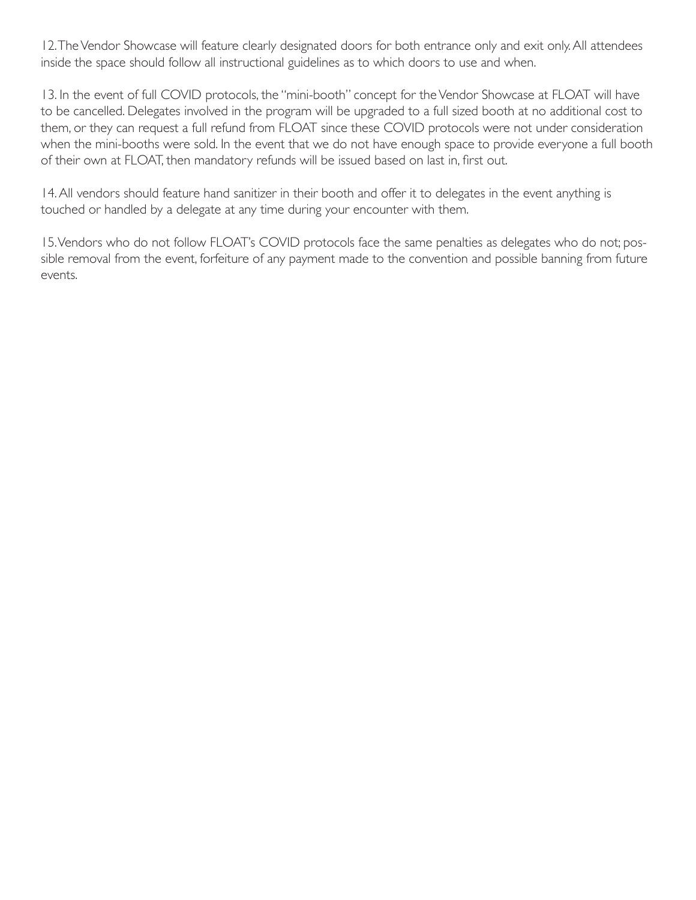12. The Vendor Showcase will feature clearly designated doors for both entrance only and exit only. All attendees inside the space should follow all instructional guidelines as to which doors to use and when.

13. In the event of full COVID protocols, the "mini-booth" concept for the Vendor Showcase at FLOAT will have to be cancelled. Delegates involved in the program will be upgraded to a full sized booth at no additional cost to them, or they can request a full refund from FLOAT since these COVID protocols were not under consideration when the mini-booths were sold. In the event that we do not have enough space to provide everyone a full booth of their own at FLOAT, then mandatory refunds will be issued based on last in, first out.

14. All vendors should feature hand sanitizer in their booth and offer it to delegates in the event anything is touched or handled by a delegate at any time during your encounter with them.

15. Vendors who do not follow FLOAT's COVID protocols face the same penalties as delegates who do not; possible removal from the event, forfeiture of any payment made to the convention and possible banning from future events.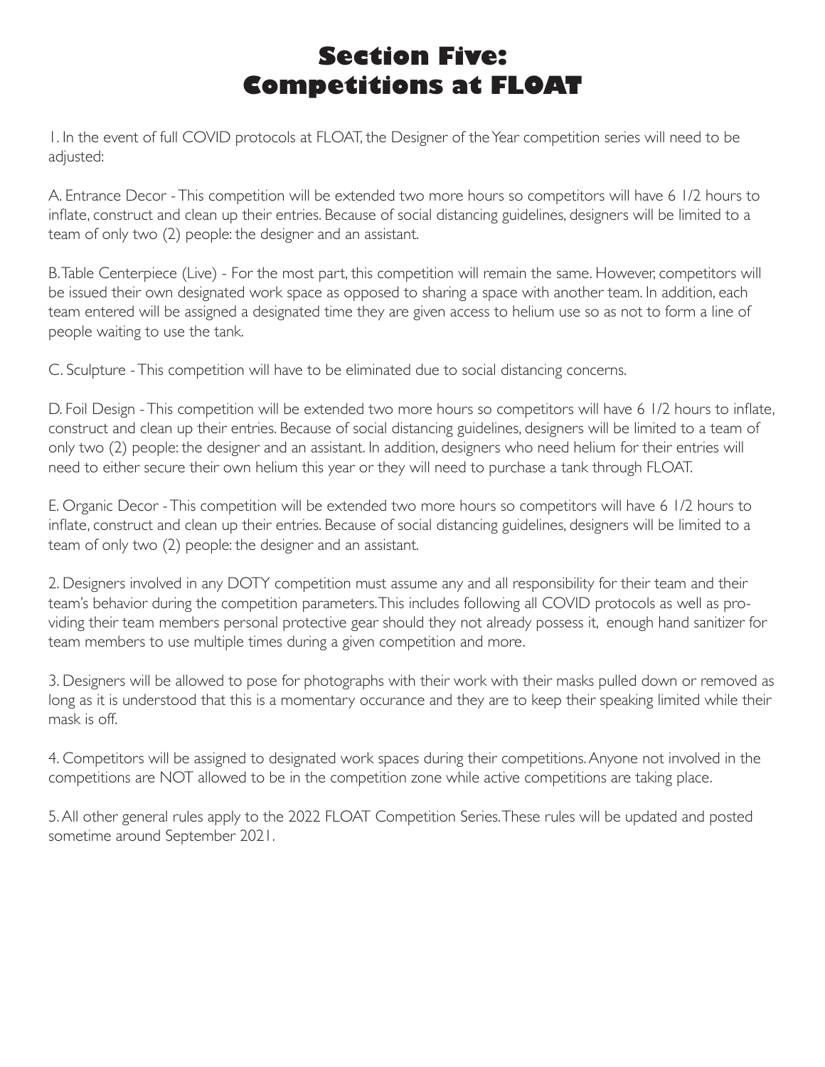# Section Five: Competitions at FLOAT

1. In the event of full COVID protocols at FLOAT, the Designer of the Year competition series will need to be adjusted:

A. Entrance Decor - This competition will be extended two more hours so competitors will have 6 1/2 hours to inflate, construct and clean up their entries. Because of social distancing guidelines, designers will be limited to a team of only two (2) people: the designer and an assistant.

B. Table Centerpiece (Live) - For the most part, this competition will remain the same. However, competitors will be issued their own designated work space as opposed to sharing a space with another team. In addition, each team entered will be assigned a designated time they are given access to helium use so as not to form a line of people waiting to use the tank.

C. Sculpture - This competition will have to be eliminated due to social distancing concerns.

D. Foil Design - This competition will be extended two more hours so competitors will have 6 1/2 hours to inflate, construct and clean up their entries. Because of social distancing guidelines, designers will be limited to a team of only two (2) people: the designer and an assistant. In addition, designers who need helium for their entries will need to either secure their own helium this year or they will need to purchase a tank through FLOAT.

E. Organic Decor - This competition will be extended two more hours so competitors will have 6 1/2 hours to inflate, construct and clean up their entries. Because of social distancing guidelines, designers will be limited to a team of only two (2) people: the designer and an assistant.

2. Designers involved in any DOTY competition must assume any and all responsibility for their team and their team's behavior during the competition parameters. This includes following all COVID protocols as well as providing their team members personal protective gear should they not already possess it, enough hand sanitizer for team members to use multiple times during a given competition and more.

3. Designers will be allowed to pose for photographs with their work with their masks pulled down or removed as long as it is understood that this is a momentary occurance and they are to keep their speaking limited while their mask is off.

4. Competitors will be assigned to designated work spaces during their competitions. Anyone not involved in the competitions are NOT allowed to be in the competition zone while active competitions are taking place.

5. All other general rules apply to the 2022 FLOAT Competition Series. These rules will be updated and posted sometime around September 2021.